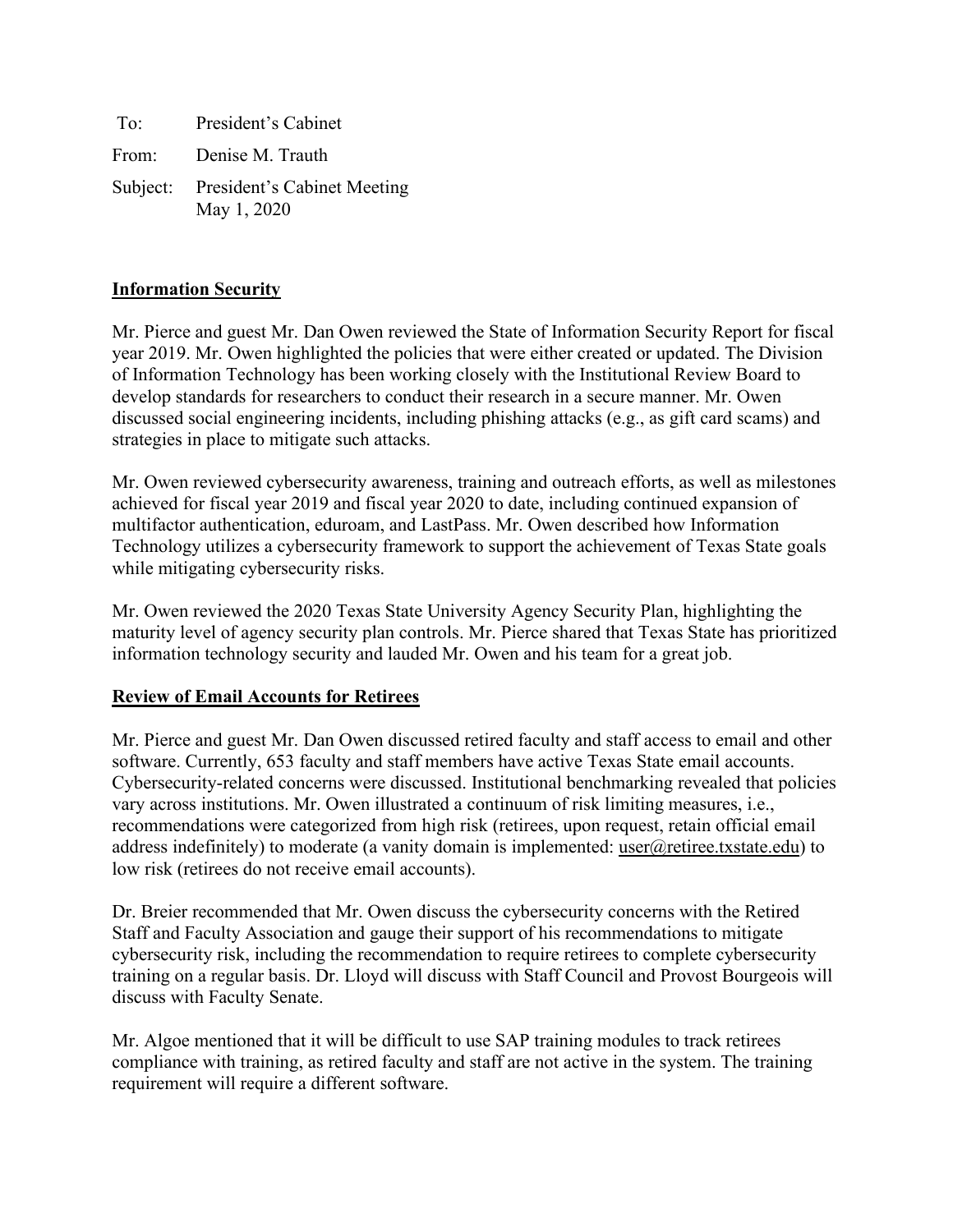To: President's Cabinet

From: Denise M. Trauth

Subject: President's Cabinet Meeting
May 1, 2020

## Information Security

Mr. Pierce and guest Mr. Dan Owen reviewed the State of Information Security Report for fiscal year 2019. Mr. Owen highlighted the policies that were either created or updated. The Division of Information Technology has been working closely with the Institutional Review Board to develop standards for researchers to conduct their research in a secure manner. Mr. Owen discussed social engineering incidents, including phishing attacks (e.g., as gift card scams) and strategies in place to mitigate such attacks.

Mr. Owen reviewed cybersecurity awareness, training and outreach efforts, as well as milestones achieved for fiscal year 2019 and fiscal year 2020 to date, including continued expansion of multifactor authentication, eduroam, and LastPass. Mr. Owen described how Information Technology utilizes a cybersecurity framework to support the achievement of Texas State goals while mitigating cybersecurity risks.

Mr. Owen reviewed the 2020 Texas State University Agency Security Plan, highlighting the maturity level of agency security plan controls. Mr. Pierce shared that Texas State has prioritized information technology security and lauded Mr. Owen and his team for a great job.

## Review of Email Accounts for Retirees

Mr. Pierce and guest Mr. Dan Owen discussed retired faculty and staff access to email and other software. Currently, 653 faculty and staff members have active Texas State email accounts. Cybersecurity-related concerns were discussed. Institutional benchmarking revealed that policies vary across institutions. Mr. Owen illustrated a continuum of risk limiting measures, i.e., recommendations were categorized from high risk (retirees, upon request, retain official email address indefinitely) to moderate (a vanity domain is implemented: user@retiree.txstate.edu) to low risk (retirees do not receive email accounts).

Dr. Breier recommended that Mr. Owen discuss the cybersecurity concerns with the Retired Staff and Faculty Association and gauge their support of his recommendations to mitigate cybersecurity risk, including the recommendation to require retirees to complete cybersecurity training on a regular basis. Dr. Lloyd will discuss with Staff Council and Provost Bourgeois will discuss with Faculty Senate.

Mr. Algoe mentioned that it will be difficult to use SAP training modules to track retirees compliance with training, as retired faculty and staff are not active in the system. The training requirement will require a different software.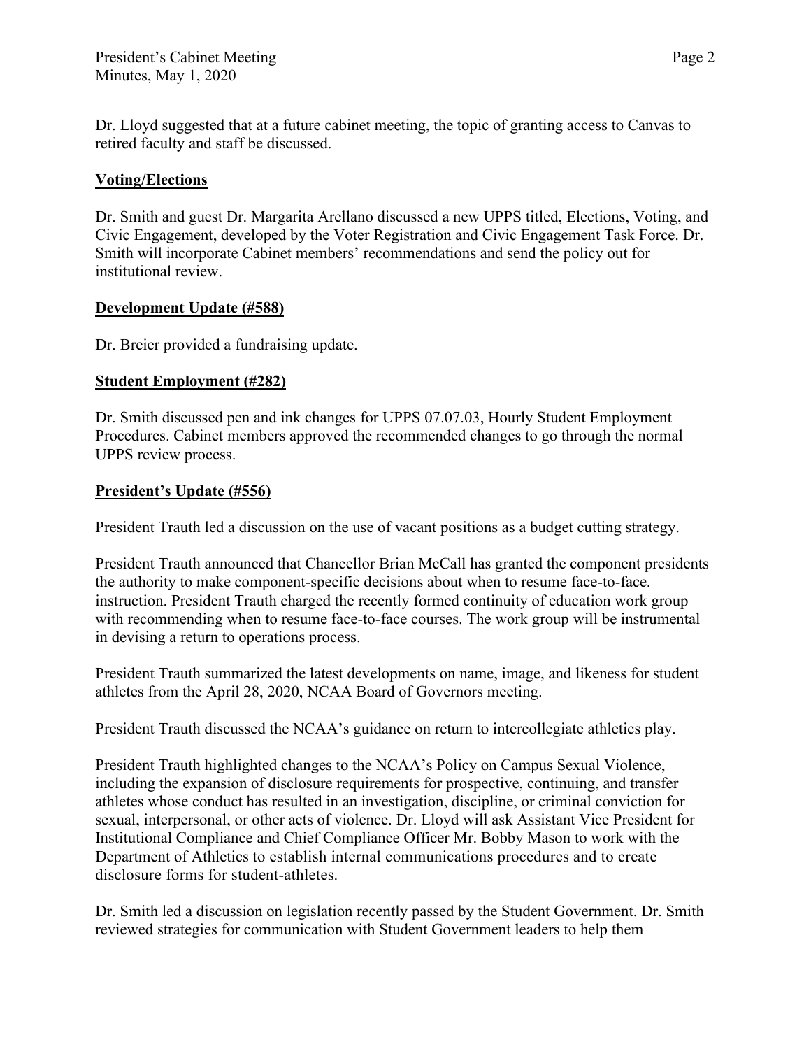Dr. Lloyd suggested that at a future cabinet meeting, the topic of granting access to Canvas to retired faculty and staff be discussed.

**Voting/Elections**

Dr. Smith and guest Dr. Margarita Arellano discussed a new UPPS titled, Elections, Voting, and Civic Engagement, developed by the Voter Registration and Civic Engagement Task Force. Dr. Smith will incorporate Cabinet members' recommendations and send the policy out for institutional review.

**Development Update (#588)**

Dr. Breier provided a fundraising update.

**Student Employment (#282)**

Dr. Smith discussed pen and ink changes for UPPS 07.07.03, Hourly Student Employment Procedures. Cabinet members approved the recommended changes to go through the normal UPPS review process.

**President's Update (#556)**

President Trauth led a discussion on the use of vacant positions as a budget cutting strategy.

President Trauth announced that Chancellor Brian McCall has granted the component presidents the authority to make component-specific decisions about when to resume face-to-face. instruction. President Trauth charged the recently formed continuity of education work group with recommending when to resume face-to-face courses. The work group will be instrumental in devising a return to operations process.

President Trauth summarized the latest developments on name, image, and likeness for student athletes from the April 28, 2020, NCAA Board of Governors meeting.

President Trauth discussed the NCAA's guidance on return to intercollegiate athletics play.

President Trauth highlighted changes to the NCAA's Policy on Campus Sexual Violence, including the expansion of disclosure requirements for prospective, continuing, and transfer athletes whose conduct has resulted in an investigation, discipline, or criminal conviction for sexual, interpersonal, or other acts of violence. Dr. Lloyd will ask Assistant Vice President for Institutional Compliance and Chief Compliance Officer Mr. Bobby Mason to work with the Department of Athletics to establish internal communications procedures and to create disclosure forms for student-athletes.

Dr. Smith led a discussion on legislation recently passed by the Student Government. Dr. Smith reviewed strategies for communication with Student Government leaders to help them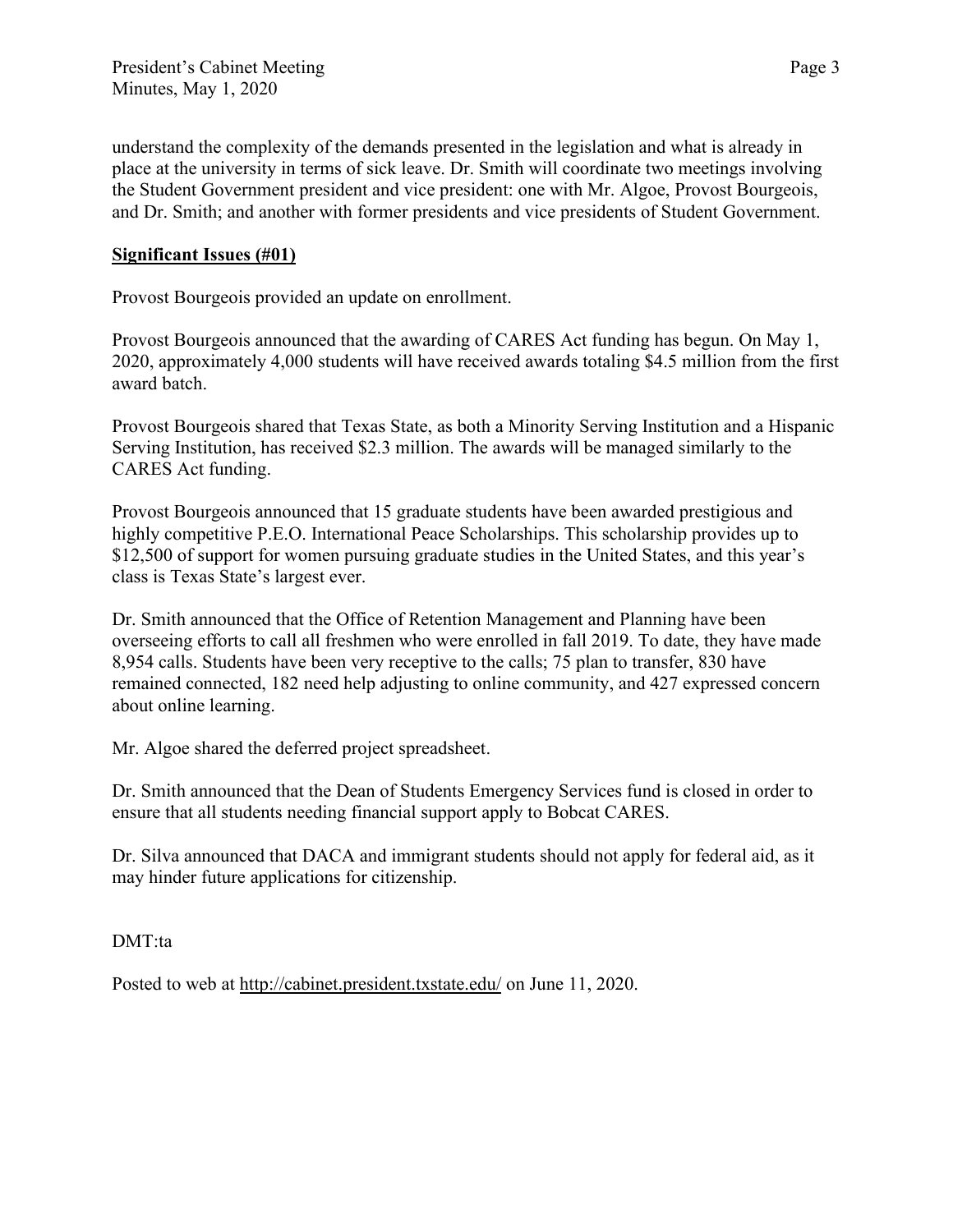understand the complexity of the demands presented in the legislation and what is already in place at the university in terms of sick leave. Dr. Smith will coordinate two meetings involving the Student Government president and vice president: one with Mr. Algoe, Provost Bourgeois, and Dr. Smith; and another with former presidents and vice presidents of Student Government.

**Significant Issues (#01)**

Provost Bourgeois provided an update on enrollment.

Provost Bourgeois announced that the awarding of CARES Act funding has begun. On May 1, 2020, approximately 4,000 students will have received awards totaling $4.5 million from the first award batch.

Provost Bourgeois shared that Texas State, as both a Minority Serving Institution and a Hispanic Serving Institution, has received $2.3 million. The awards will be managed similarly to the CARES Act funding.

Provost Bourgeois announced that 15 graduate students have been awarded prestigious and highly competitive P.E.O. International Peace Scholarships. This scholarship provides up to $12,500 of support for women pursuing graduate studies in the United States, and this year's class is Texas State's largest ever.

Dr. Smith announced that the Office of Retention Management and Planning have been overseeing efforts to call all freshmen who were enrolled in fall 2019. To date, they have made 8,954 calls. Students have been very receptive to the calls; 75 plan to transfer, 830 have remained connected, 182 need help adjusting to online community, and 427 expressed concern about online learning.

Mr. Algoe shared the deferred project spreadsheet.

Dr. Smith announced that the Dean of Students Emergency Services fund is closed in order to ensure that all students needing financial support apply to Bobcat CARES.

Dr. Silva announced that DACA and immigrant students should not apply for federal aid, as it may hinder future applications for citizenship.

DMT:ta

Posted to web at http://cabinet.president.txstate.edu/ on June 11, 2020.